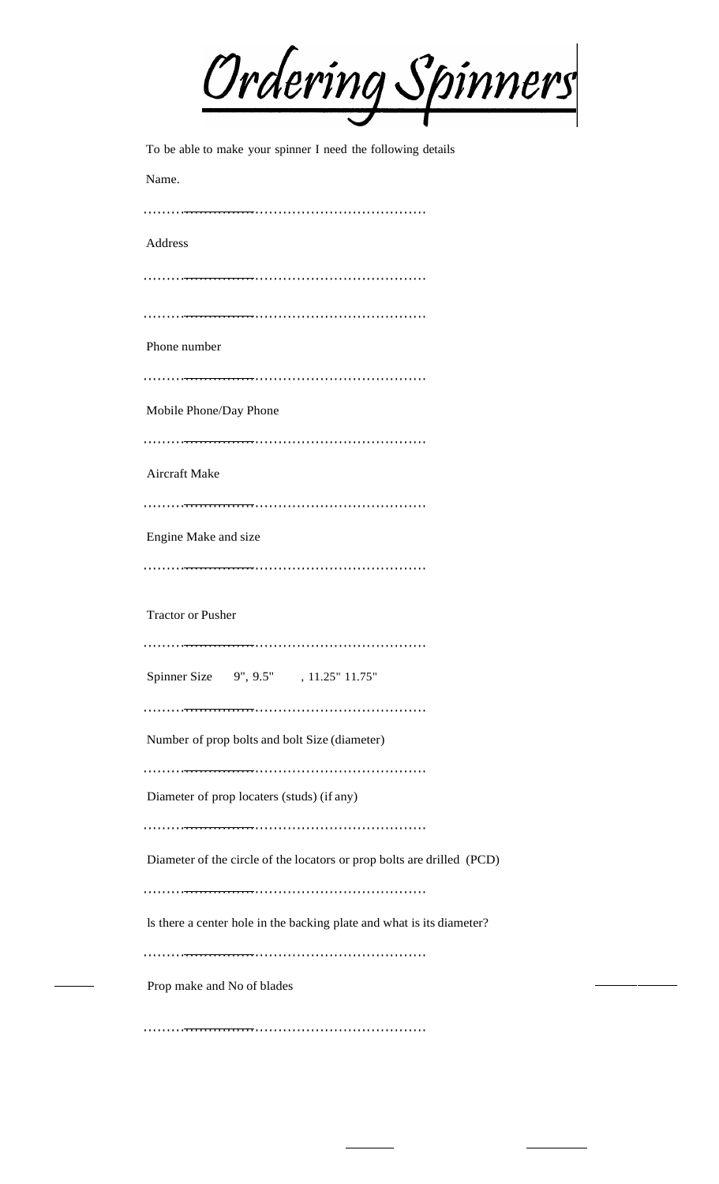# Ordering Spinners

To be able to make your spinner I need the following details

Name.

…………………………………………………………………

Address

…………………………………………………………………

…………………………………………………………………

Phone number

…………………………………………………………………

Mobile Phone/Day Phone

…………………………………………………………………

Aircraft Make

…………………………………………………………………

Engine Make and size

…………………………………………………………………

Tractor or Pusher

…………………………………………………………………

Spinner Size 9", 9.5" , 11.25" 11.75"

…………………………………………………………………

Number of prop bolts and bolt Size (diameter)

…………………………………………………………………

Diameter of prop locaters (studs) (if any)

…………………………………………………………………

Diameter of the circle of the locators or prop bolts are drilled (PCD)

…………………………………………………………………

ls there a center hole in the backing plate and what is its diameter?

…………………………………………………………………

Prop make and No of blades

…………………………………………………………………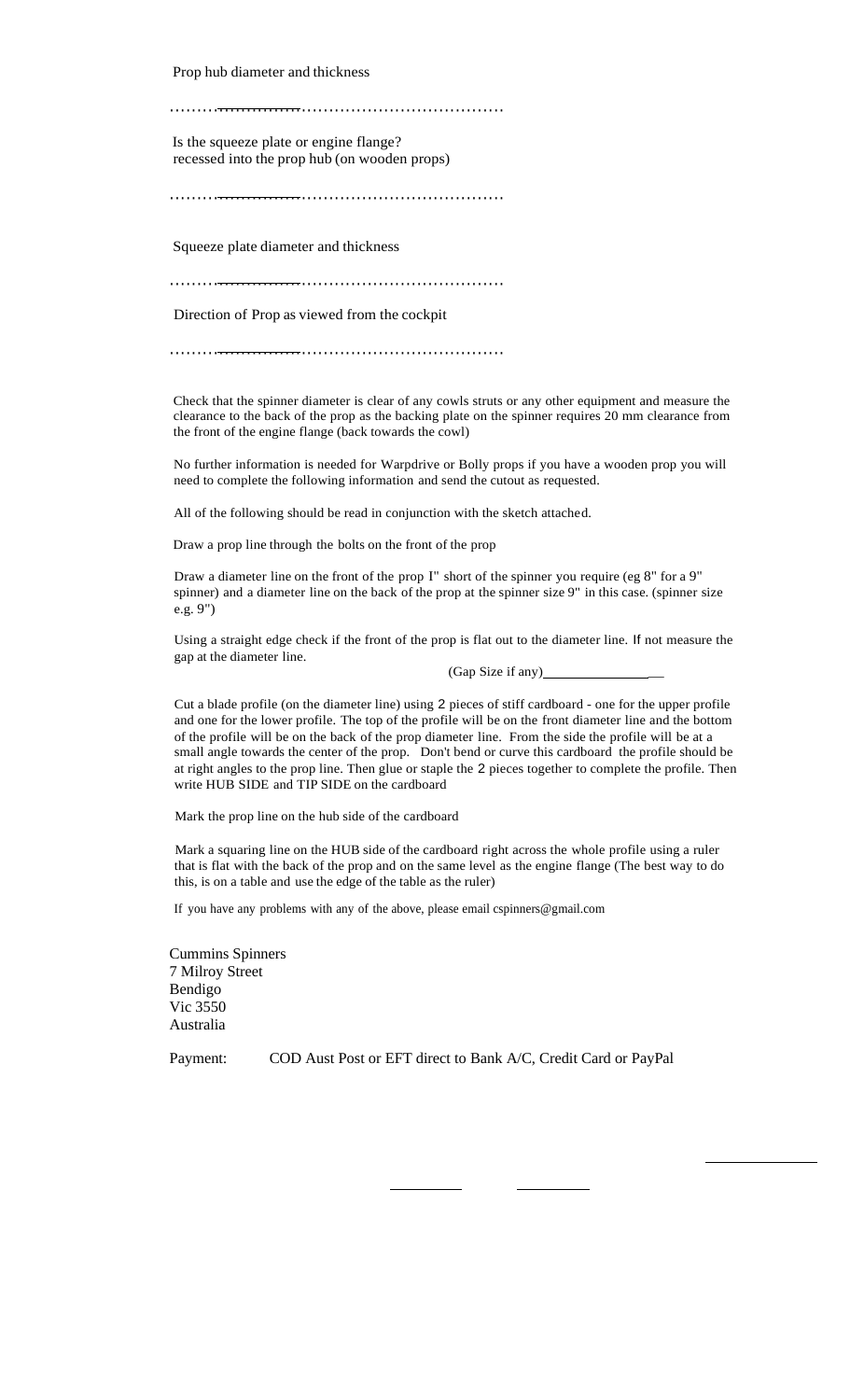Prop hub diameter and thickness

……………………………………………………………

Is the squeeze plate or engine flange?
recessed into the prop hub (on wooden props)

……………………………………………………………

Squeeze plate diameter and thickness

……………………………………………………………

Direction of Prop as viewed from the cockpit

……………………………………………………………

Check that the spinner diameter is clear of any cowls struts or any other equipment and measure the clearance to the back of the prop as the backing plate on the spinner requires 20 mm clearance from the front of the engine flange (back towards the cowl)

No further information is needed for Warpdrive or Bolly props if you have a wooden prop you will need to complete the following information and send the cutout as requested.

All of the following should be read in conjunction with the sketch attached.

Draw a prop line through the bolts on the front of the prop

Draw a diameter line on the front of the prop I" short of the spinner you require (eg 8" for a 9" spinner) and a diameter line on the back of the prop at the spinner size 9" in this case. (spinner size e.g. 9")

Using a straight edge check if the front of the prop is flat out to the diameter line. If not measure the gap at the diameter line.

(Gap Size if any)________________

Cut a blade profile (on the diameter line) using 2 pieces of stiff cardboard - one for the upper profile and one for the lower profile. The top of the profile will be on the front diameter line and the bottom of the profile will be on the back of the prop diameter line. From the side the profile will be at a small angle towards the center of the prop. Don't bend or curve this cardboard the profile should be at right angles to the prop line. Then glue or staple the 2 pieces together to complete the profile. Then write HUB SIDE and TIP SIDE on the cardboard

Mark the prop line on the hub side of the cardboard

Mark a squaring line on the HUB side of the cardboard right across the whole profile using a ruler that is flat with the back of the prop and on the same level as the engine flange (The best way to do this, is on a table and use the edge of the table as the ruler)

If you have any problems with any of the above, please email cspinners@gmail.com

Cummins Spinners
7 Milroy Street
Bendigo
Vic 3550
Australia

Payment: COD Aust Post or EFT direct to Bank A/C, Credit Card or PayPal